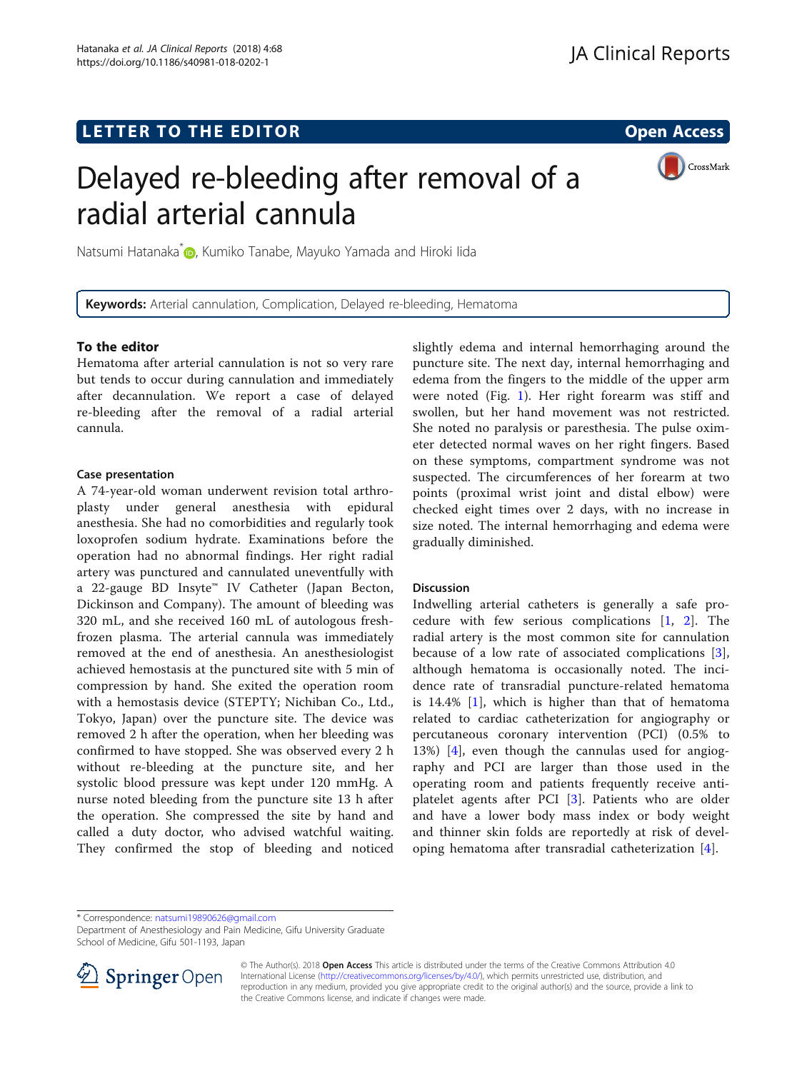LETTER TO THE EDITOR

Open Access

# Delayed re-bleeding after removal of a radial arterial cannula

Natsumi Hatanaka*, Kumiko Tanabe, Mayuko Yamada and Hiroki Iida

**Keywords:** Arterial cannulation, Complication, Delayed re-bleeding, Hematoma

## To the editor

Hematoma after arterial cannulation is not so very rare but tends to occur during cannulation and immediately after decannulation. We report a case of delayed re-bleeding after the removal of a radial arterial cannula.

### Case presentation

A 74-year-old woman underwent revision total arthroplasty under general anesthesia with epidural anesthesia. She had no comorbidities and regularly took loxoprofen sodium hydrate. Examinations before the operation had no abnormal findings. Her right radial artery was punctured and cannulated uneventfully with a 22-gauge BD Insyte™ IV Catheter (Japan Becton, Dickinson and Company). The amount of bleeding was 320 mL, and she received 160 mL of autologous fresh-frozen plasma. The arterial cannula was immediately removed at the end of anesthesia. An anesthesiologist achieved hemostasis at the punctured site with 5 min of compression by hand. She exited the operation room with a hemostasis device (STEPTY; Nichiban Co., Ltd., Tokyo, Japan) over the puncture site. The device was removed 2 h after the operation, when her bleeding was confirmed to have stopped. She was observed every 2 h without re-bleeding at the puncture site, and her systolic blood pressure was kept under 120 mmHg. A nurse noted bleeding from the puncture site 13 h after the operation. She compressed the site by hand and called a duty doctor, who advised watchful waiting. They confirmed the stop of bleeding and noticed slightly edema and internal hemorrhaging around the puncture site. The next day, internal hemorrhaging and edema from the fingers to the middle of the upper arm were noted (Fig. 1). Her right forearm was stiff and swollen, but her hand movement was not restricted. She noted no paralysis or paresthesia. The pulse oximeter detected normal waves on her right fingers. Based on these symptoms, compartment syndrome was not suspected. The circumferences of her forearm at two points (proximal wrist joint and distal elbow) were checked eight times over 2 days, with no increase in size noted. The internal hemorrhaging and edema were gradually diminished.

### Discussion

Indwelling arterial catheters is generally a safe procedure with few serious complications [1, 2]. The radial artery is the most common site for cannulation because of a low rate of associated complications [3], although hematoma is occasionally noted. The incidence rate of transradial puncture-related hematoma is 14.4% [1], which is higher than that of hematoma related to cardiac catheterization for angiography or percutaneous coronary intervention (PCI) (0.5% to 13%) [4], even though the cannulas used for angiography and PCI are larger than those used in the operating room and patients frequently receive antiplatelet agents after PCI [3]. Patients who are older and have a lower body mass index or body weight and thinner skin folds are reportedly at risk of developing hematoma after transradial catheterization [4].

\* Correspondence: natsumi19890626@gmail.com
Department of Anesthesiology and Pain Medicine, Gifu University Graduate School of Medicine, Gifu 501-1193, Japan

© The Author(s). 2018 **Open Access** This article is distributed under the terms of the Creative Commons Attribution 4.0 International License (http://creativecommons.org/licenses/by/4.0/), which permits unrestricted use, distribution, and reproduction in any medium, provided you give appropriate credit to the original author(s) and the source, provide a link to the Creative Commons license, and indicate if changes were made.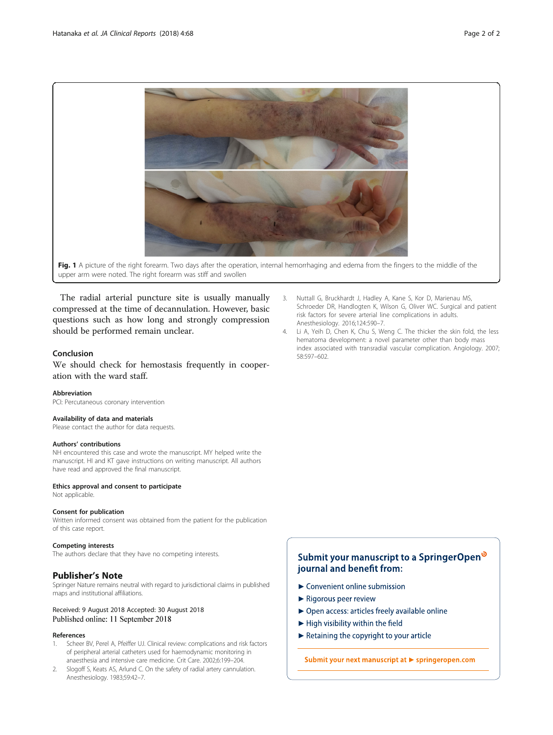Fig. 1 A picture of the right forearm. Two days after the operation, internal hemorrhaging and edema from the fingers to the middle of the upper arm were noted. The right forearm was stiff and swollen

The radial arterial puncture site is usually manually compressed at the time of decannulation. However, basic questions such as how long and strongly compression should be performed remain unclear.

## Conclusion

We should check for hemostasis frequently in cooperation with the ward staff.

### Abbreviation

PCI: Percutaneous coronary intervention

### Availability of data and materials

Please contact the author for data requests.

### Authors' contributions

NH encountered this case and wrote the manuscript. MY helped write the manuscript. HI and KT gave instructions on writing manuscript. All authors have read and approved the final manuscript.

### Ethics approval and consent to participate

Not applicable.

### Consent for publication

Written informed consent was obtained from the patient for the publication of this case report.

### Competing interests

The authors declare that they have no competing interests.

## Publisher's Note

Springer Nature remains neutral with regard to jurisdictional claims in published maps and institutional affiliations.

Received: 9 August 2018 Accepted: 30 August 2018
Published online: 11 September 2018

### References

1. Scheer BV, Perel A, Pfeiffer UJ. Clinical review: complications and risk factors of peripheral arterial catheters used for haemodynamic monitoring in anaesthesia and intensive care medicine. Crit Care. 2002;6:199–204.
2. Slogoff S, Keats AS, Arlund C. On the safety of radial artery cannulation. Anesthesiology. 1983;59:42–7.
3. Nuttall G, Bruckhardt J, Hadley A, Kane S, Kor D, Marienau MS, Schroeder DR, Handlogten K, Wilson G, Oliver WC. Surgical and patient risk factors for severe arterial line complications in adults. Anesthesiology. 2016;124:590–7.
4. Li A, Yeih D, Chen K, Chu S, Weng C. The thicker the skin fold, the less hematoma development: a novel parameter other than body mass index associated with transradial vascular complication. Angiology. 2007;58:597–602.

Submit your manuscript to a SpringerOpen journal and benefit from:

- ► Convenient online submission
- ► Rigorous peer review
- ► Open access: articles freely available online
- ► High visibility within the field
- ► Retaining the copyright to your article

Submit your next manuscript at ► springeropen.com